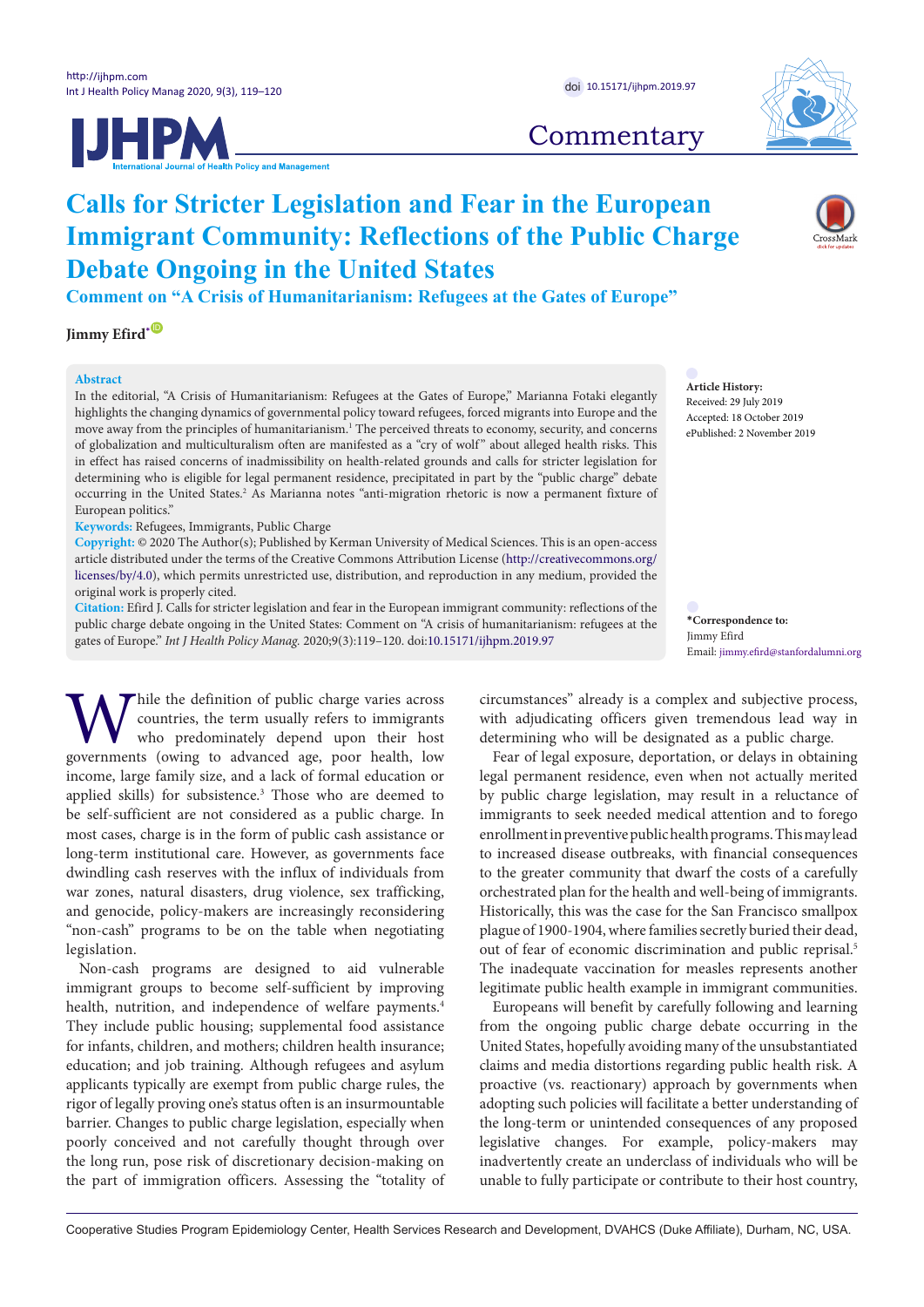Commentary

# Calls for Stricter Legislation and Fear in the European Immigrant Community: Reflections of the Public Charge Debate Ongoing in the United States

## Comment on "A Crisis of Humanitarianism: Refugees at the Gates of Europe"

**Jimmy Efird***

**Abstract**

In the editorial, "A Crisis of Humanitarianism: Refugees at the Gates of Europe," Marianna Fotaki elegantly highlights the changing dynamics of governmental policy toward refugees, forced migrants into Europe and the move away from the principles of humanitarianism.[1] The perceived threats to economy, security, and concerns of globalization and multiculturalism often are manifested as a "cry of wolf" about alleged health risks. This in effect has raised concerns of inadmissibility on health-related grounds and calls for stricter legislation for determining who is eligible for legal permanent residence, precipitated in part by the "public charge" debate occurring in the United States.[2] As Marianna notes "anti-migration rhetoric is now a permanent fixture of European politics."

**Keywords:** Refugees, Immigrants, Public Charge

**Copyright:** © 2020 The Author(s); Published by Kerman University of Medical Sciences. This is an open-access article distributed under the terms of the Creative Commons Attribution License (http://creativecommons.org/licenses/by/4.0), which permits unrestricted use, distribution, and reproduction in any medium, provided the original work is properly cited.

**Citation:** Efird J. Calls for stricter legislation and fear in the European immigrant community: reflections of the public charge debate ongoing in the United States: Comment on "A crisis of humanitarianism: refugees at the gates of Europe." *Int J Health Policy Manag.* 2020;9(3):119–120. doi:10.15171/ijhpm.2019.97

**Article History:**
Received: 29 July 2019
Accepted: 18 October 2019
ePublished: 2 November 2019

***Correspondence to:**
Jimmy Efird
Email: jimmy.efird@stanfordalumni.org

While the definition of public charge varies across countries, the term usually refers to immigrants who predominately depend upon their host governments (owing to advanced age, poor health, low income, large family size, and a lack of formal education or applied skills) for subsistence.[3] Those who are deemed to be self-sufficient are not considered as a public charge. In most cases, charge is in the form of public cash assistance or long-term institutional care. However, as governments face dwindling cash reserves with the influx of individuals from war zones, natural disasters, drug violence, sex trafficking, and genocide, policy-makers are increasingly reconsidering "non-cash" programs to be on the table when negotiating legislation.

Non-cash programs are designed to aid vulnerable immigrant groups to become self-sufficient by improving health, nutrition, and independence of welfare payments.[4] They include public housing; supplemental food assistance for infants, children, and mothers; children health insurance; education; and job training. Although refugees and asylum applicants typically are exempt from public charge rules, the rigor of legally proving one's status often is an insurmountable barrier. Changes to public charge legislation, especially when poorly conceived and not carefully thought through over the long run, pose risk of discretionary decision-making on the part of immigration officers. Assessing the "totality of circumstances" already is a complex and subjective process, with adjudicating officers given tremendous lead way in determining who will be designated as a public charge.

Fear of legal exposure, deportation, or delays in obtaining legal permanent residence, even when not actually merited by public charge legislation, may result in a reluctance of immigrants to seek needed medical attention and to forego enrollment in preventive public health programs. This may lead to increased disease outbreaks, with financial consequences to the greater community that dwarf the costs of a carefully orchestrated plan for the health and well-being of immigrants. Historically, this was the case for the San Francisco smallpox plague of 1900-1904, where families secretly buried their dead, out of fear of economic discrimination and public reprisal.[5] The inadequate vaccination for measles represents another legitimate public health example in immigrant communities.

Europeans will benefit by carefully following and learning from the ongoing public charge debate occurring in the United States, hopefully avoiding many of the unsubstantiated claims and media distortions regarding public health risk. A proactive (vs. reactionary) approach by governments when adopting such policies will facilitate a better understanding of the long-term or unintended consequences of any proposed legislative changes. For example, policy-makers may inadvertently create an underclass of individuals who will be unable to fully participate or contribute to their host country,

Cooperative Studies Program Epidemiology Center, Health Services Research and Development, DVAHCS (Duke Affiliate), Durham, NC, USA.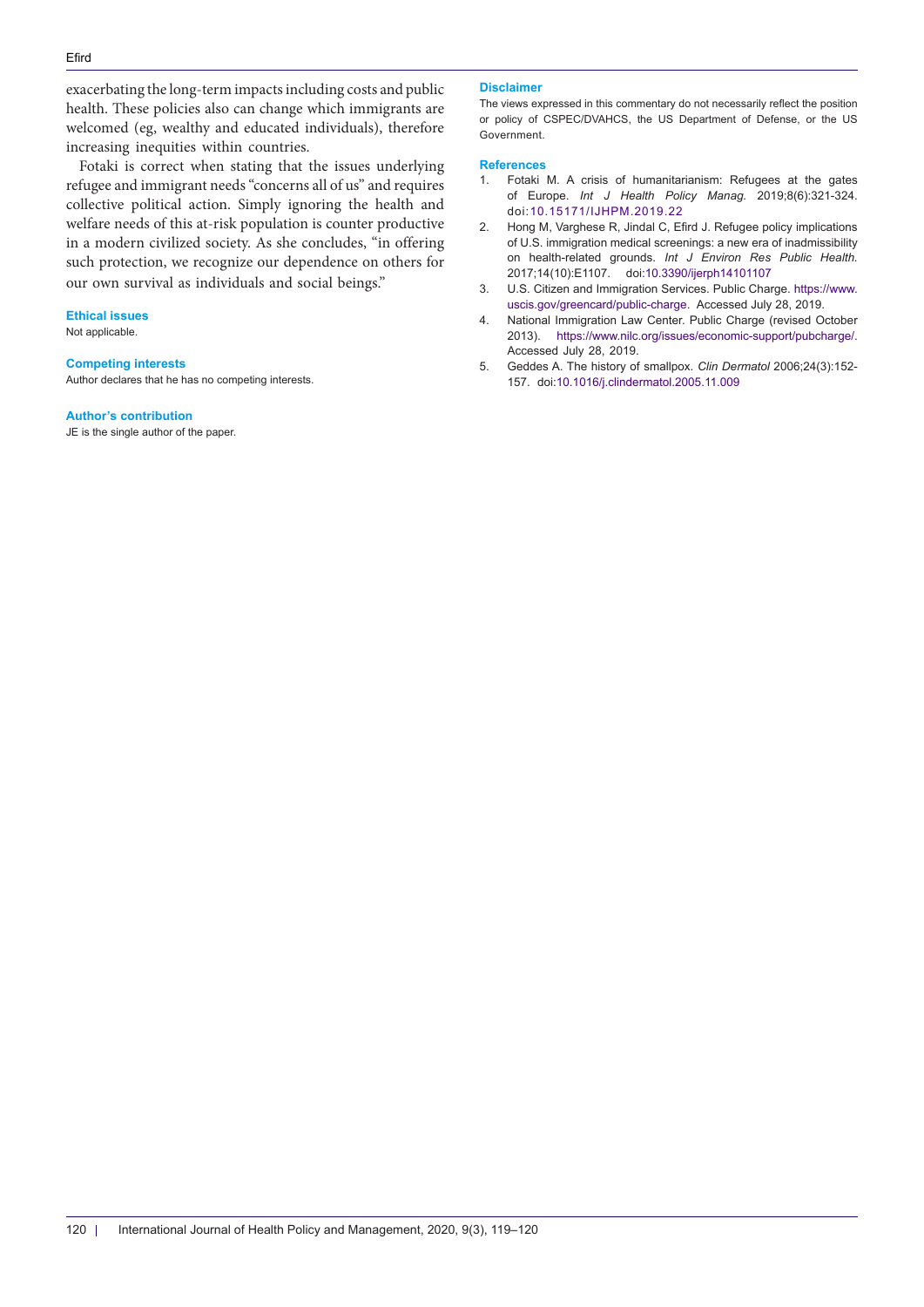exacerbating the long-term impacts including costs and public health. These policies also can change which immigrants are welcomed (eg, wealthy and educated individuals), therefore increasing inequities within countries.

Fotaki is correct when stating that the issues underlying refugee and immigrant needs "concerns all of us" and requires collective political action. Simply ignoring the health and welfare needs of this at-risk population is counter productive in a modern civilized society. As she concludes, "in offering such protection, we recognize our dependence on others for our own survival as individuals and social beings."

### Ethical issues

Not applicable.

### Competing interests

Author declares that he has no competing interests.

### Author's contribution

JE is the single author of the paper.

### Disclaimer

The views expressed in this commentary do not necessarily reflect the position or policy of CSPEC/DVAHCS, the US Department of Defense, or the US Government.

### References

1. Fotaki M. A crisis of humanitarianism: Refugees at the gates of Europe. *Int J Health Policy Manag.* 2019;8(6):321-324. doi:10.15171/IJHPM.2019.22
2. Hong M, Varghese R, Jindal C, Efird J. Refugee policy implications of U.S. immigration medical screenings: a new era of inadmissibility on health-related grounds. *Int J Environ Res Public Health.* 2017;14(10):E1107. doi:10.3390/ijerph14101107
3. U.S. Citizen and Immigration Services. Public Charge. https://www.uscis.gov/greencard/public-charge. Accessed July 28, 2019.
4. National Immigration Law Center. Public Charge (revised October 2013). https://www.nilc.org/issues/economic-support/pubcharge/. Accessed July 28, 2019.
5. Geddes A. The history of smallpox. *Clin Dermatol* 2006;24(3):152-157. doi:10.1016/j.clindermatol.2005.11.009